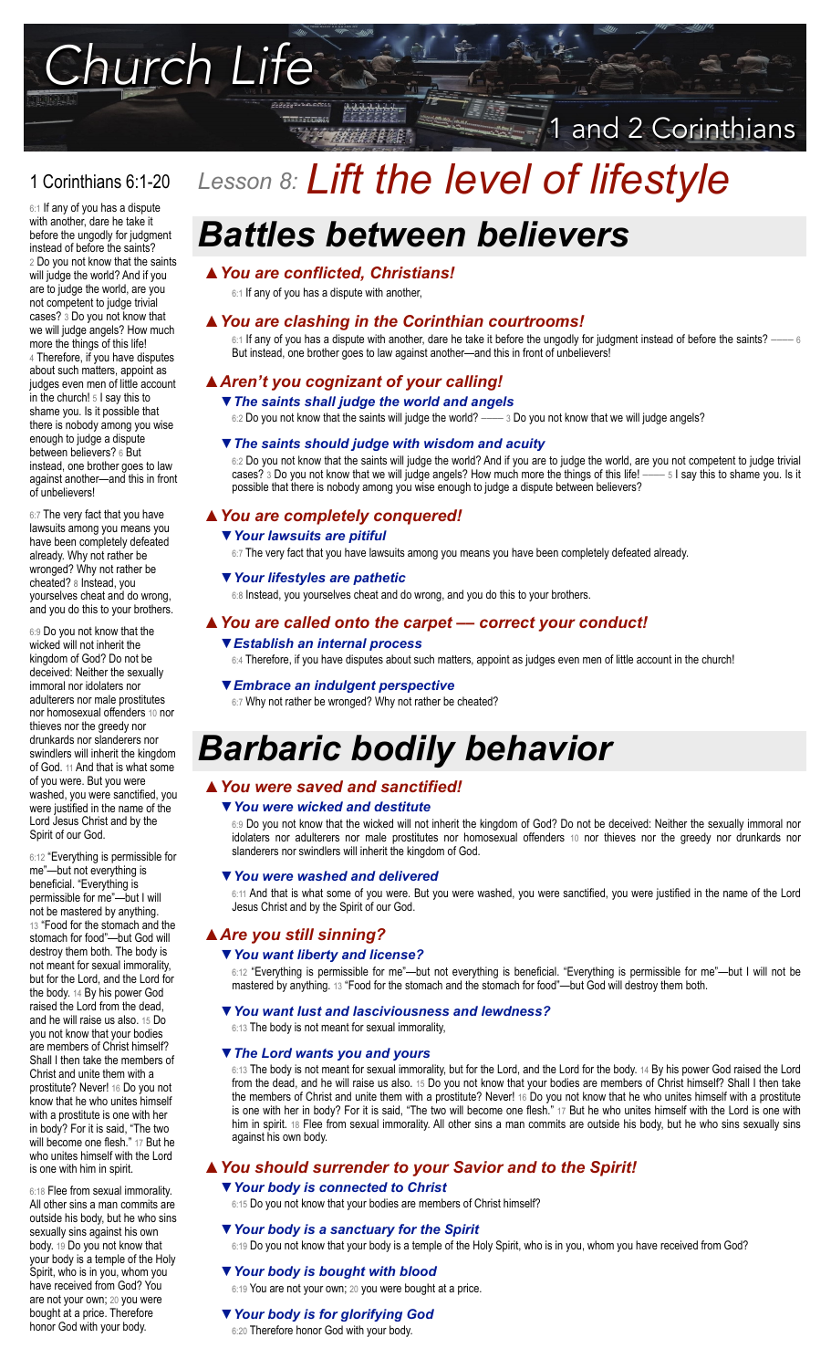# Church Life

## 1 and 2 Corinthians

# Lesson 8: *Lift the level of lifestyle*

### 1 Corinthians 6:1-20

6:1 If any of you has a dispute with another, dare he take it before the ungodly for judgment instead of before the saints? 2 Do you not know that the saints will judge the world? And if you are to judge the world, are you not competent to judge trivial cases? 3 Do you not know that we will judge angels? How much more the things of this life! 4 Therefore, if you have disputes about such matters, appoint as judges even men of little account in the church! 5 I say this to shame you. Is it possible that there is nobody among you wise enough to judge a dispute between believers? 6 But instead, one brother goes to law against another—and this in front of unbelievers!

6:7 The very fact that you have lawsuits among you means you have been completely defeated already. Why not rather be wronged? Why not rather be cheated? 8 Instead, you yourselves cheat and do wrong, and you do this to your brothers.

6:9 Do you not know that the wicked will not inherit the kingdom of God? Do not be deceived: Neither the sexually immoral nor idolaters nor adulterers nor male prostitutes nor homosexual offenders 10 nor thieves nor the greedy nor drunkards nor slanderers nor swindlers will inherit the kingdom of God. 11 And that is what some of you were. But you were washed, you were sanctified, you were justified in the name of the Lord Jesus Christ and by the Spirit of our God.

6:12 "Everything is permissible for me"—but not everything is beneficial. "Everything is permissible for me"—but I will not be mastered by anything. 13 "Food for the stomach and the stomach for food"—but God will destroy them both. The body is not meant for sexual immorality, but for the Lord, and the Lord for the body. 14 By his power God raised the Lord from the dead, and he will raise us also. 15 Do you not know that your bodies are members of Christ himself? Shall I then take the members of Christ and unite them with a prostitute? Never! 16 Do you not know that he who unites himself with a prostitute is one with her in body? For it is said, "The two will become one flesh." 17 But he who unites himself with the Lord is one with him in spirit.

6:18 Flee from sexual immorality. All other sins a man commits are outside his body, but he who sins sexually sins against his own body. 19 Do you not know that your body is a temple of the Holy Spirit, who is in you, whom you have received from God? You are not your own; 20 you were bought at a price. Therefore honor God with your body.

# Battles between believers

## ▲ *You are conflicted, Christians!*

6:1 If any of you has a dispute with another,

## ▲ *You are clashing in the Corinthian courtrooms!*

6:1 If any of you has a dispute with another, dare he take it before the ungodly for judgment instead of before the saints? —— 6 But instead, one brother goes to law against another—and this in front of unbelievers!

## ▲ *Aren't you cognizant of your calling!*

### ▼ *The saints shall judge the world and angels*

6:2 Do you not know that the saints will judge the world? —— 3 Do you not know that we will judge angels?

### ▼ *The saints should judge with wisdom and acuity*

6:2 Do you not know that the saints will judge the world? And if you are to judge the world, are you not competent to judge trivial cases? 3 Do you not know that we will judge angels? How much more the things of this life! —— 5 I say this to shame you. Is it possible that there is nobody among you wise enough to judge a dispute between believers?

## ▲ *You are completely conquered!*

### ▼ *Your lawsuits are pitiful*

6:7 The very fact that you have lawsuits among you means you have been completely defeated already.

### ▼ *Your lifestyles are pathetic*

6:8 Instead, you yourselves cheat and do wrong, and you do this to your brothers.

## ▲ *You are called onto the carpet — correct your conduct!*

### ▼ *Establish an internal process*

6:4 Therefore, if you have disputes about such matters, appoint as judges even men of little account in the church!

### ▼ *Embrace an indulgent perspective*

6:7 Why not rather be wronged? Why not rather be cheated?

# Barbaric bodily behavior

## ▲ *You were saved and sanctified!*

### ▼ *You were wicked and destitute*

6:9 Do you not know that the wicked will not inherit the kingdom of God? Do not be deceived: Neither the sexually immoral nor idolaters nor adulterers nor male prostitutes nor homosexual offenders 10 nor thieves nor the greedy nor drunkards nor slanderers nor swindlers will inherit the kingdom of God.

### ▼ *You were washed and delivered*

6:11 And that is what some of you were. But you were washed, you were sanctified, you were justified in the name of the Lord Jesus Christ and by the Spirit of our God.

## ▲ *Are you still sinning?*

### ▼ *You want liberty and license?*

6:12 "Everything is permissible for me"—but not everything is beneficial. "Everything is permissible for me"—but I will not be mastered by anything. 13 "Food for the stomach and the stomach for food"—but God will destroy them both.

### ▼ *You want lust and lasciviousness and lewdness?*

6:13 The body is not meant for sexual immorality,

### ▼ *The Lord wants you and yours*

6:13 The body is not meant for sexual immorality, but for the Lord, and the Lord for the body. 14 By his power God raised the Lord from the dead, and he will raise us also. 15 Do you not know that your bodies are members of Christ himself? Shall I then take the members of Christ and unite them with a prostitute? Never! 16 Do you not know that he who unites himself with a prostitute is one with her in body? For it is said, "The two will become one flesh." 17 But he who unites himself with the Lord is one with him in spirit. 18 Flee from sexual immorality. All other sins a man commits are outside his body, but he who sins sexually sins against his own body.

## ▲ *You should surrender to your Savior and to the Spirit!*

### ▼ *Your body is connected to Christ*

6:15 Do you not know that your bodies are members of Christ himself?

### ▼ *Your body is a sanctuary for the Spirit*

6:19 Do you not know that your body is a temple of the Holy Spirit, who is in you, whom you have received from God?

### ▼ *Your body is bought with blood*

6:19 You are not your own; 20 you were bought at a price.

### ▼ *Your body is for glorifying God*

6:20 Therefore honor God with your body.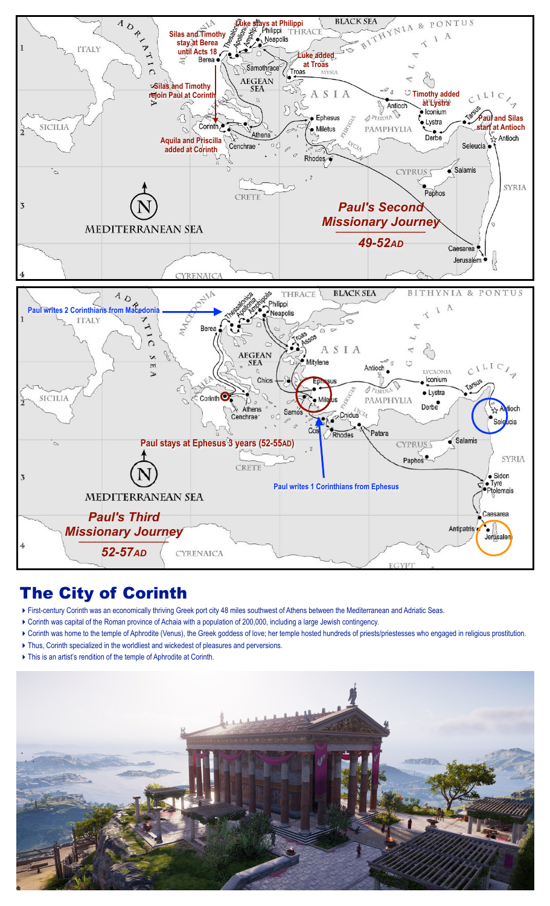Paul's Second Missionary Journey

49-52AD

Silas and Timothy stay at Berea until Acts 18

Luke stays at Philippi

Luke added at Troas

Timothy added at Lystra

Paul and Silas start at Antioch

Silas and Timothy rejoin Paul at Corinth

Aquila and Priscilla added at Corinth

Paul's Third Missionary Journey

52-57AD

Paul writes 2 Corinthians from Macedonia

Paul stays at Ephesus 3 years (52-55AD)

Paul writes 1 Corinthians from Ephesus

# The City of Corinth

- First-century Corinth was an economically thriving Greek port city 48 miles southwest of Athens between the Mediterranean and Adriatic Seas.
- Corinth was capital of the Roman province of Achaia with a population of 200,000, including a large Jewish contingency.
- Corinth was home to the temple of Aphrodite (Venus), the Greek goddess of love; her temple hosted hundreds of priests/priestesses who engaged in religious prostitution.
- Thus, Corinth specialized in the worldliest and wickedest of pleasures and perversions.
- This is an artist's rendition of the temple of Aphrodite at Corinth.